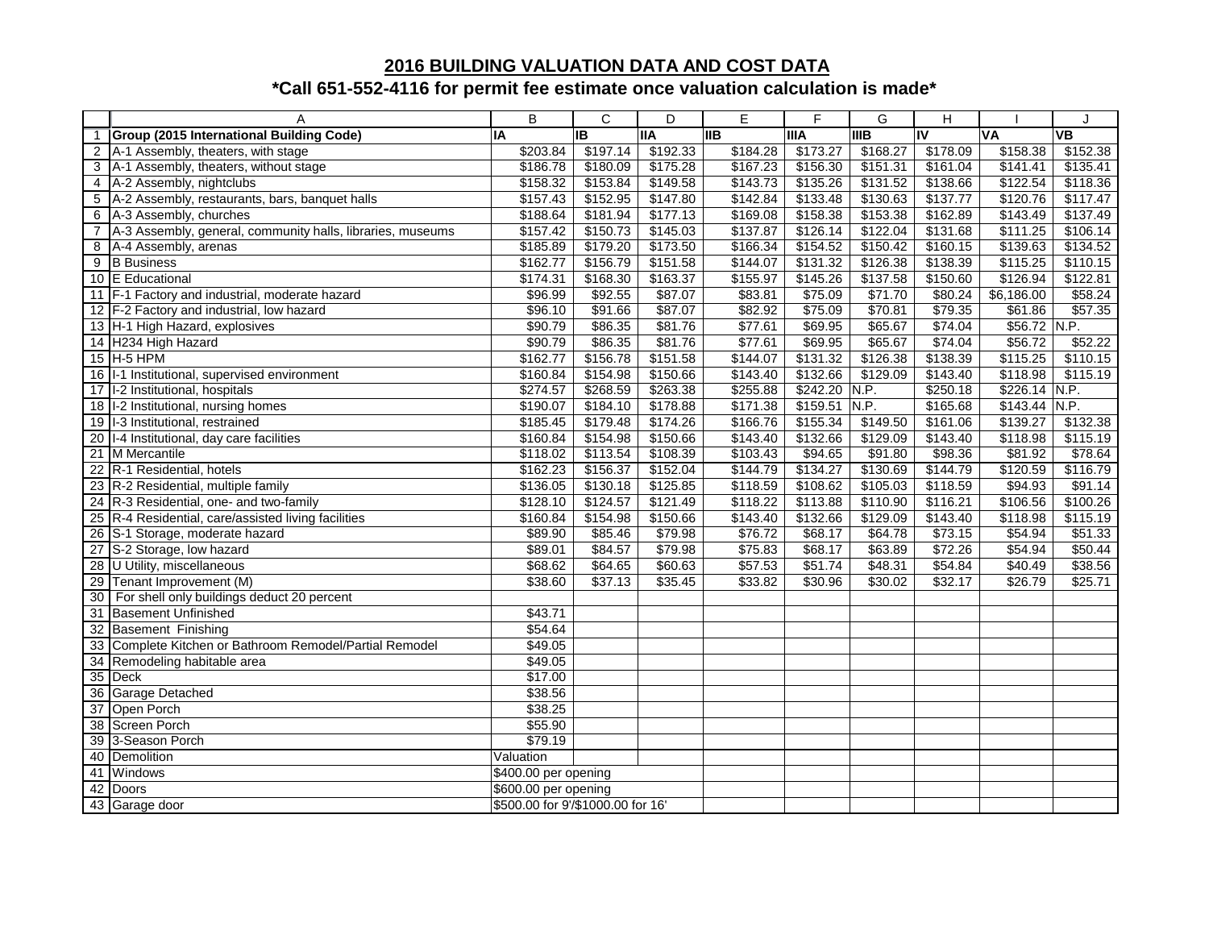## 2016 BUILDING VALUATION DATA AND COST DATA

### *Call 651-552-4116 for permit fee estimate once valuation calculation is made*

| | A | B | C | D | E | F | G | H | I | J |
|---|---|---|---|---|---|---|---|---|---|---|
| 1 | **Group (2015 International Building Code)** | **IA** | **IB** | **IIA** | **IIB** | **IIIA** | **IIIB** | **IV** | **VA** | **VB** |
| 2 | A-1 Assembly, theaters, with stage | $203.84 | $197.14 | $192.33 | $184.28 | $173.27 | $168.27 | $178.09 | $158.38 | $152.38 |
| 3 | A-1 Assembly, theaters, without stage | $186.78 | $180.09 | $175.28 | $167.23 | $156.30 | $151.31 | $161.04 | $141.41 | $135.41 |
| 4 | A-2 Assembly, nightclubs | $158.32 | $153.84 | $149.58 | $143.73 | $135.26 | $131.52 | $138.66 | $122.54 | $118.36 |
| 5 | A-2 Assembly, restaurants, bars, banquet halls | $157.43 | $152.95 | $147.80 | $142.84 | $133.48 | $130.63 | $137.77 | $120.76 | $117.47 |
| 6 | A-3 Assembly, churches | $188.64 | $181.94 | $177.13 | $169.08 | $158.38 | $153.38 | $162.89 | $143.49 | $137.49 |
| 7 | A-3 Assembly, general, community halls, libraries, museums | $157.42 | $150.73 | $145.03 | $137.87 | $126.14 | $122.04 | $131.68 | $111.25 | $106.14 |
| 8 | A-4 Assembly, arenas | $185.89 | $179.20 | $173.50 | $166.34 | $154.52 | $150.42 | $160.15 | $139.63 | $134.52 |
| 9 | B Business | $162.77 | $156.79 | $151.58 | $144.07 | $131.32 | $126.38 | $138.39 | $115.25 | $110.15 |
| 10 | E Educational | $174.31 | $168.30 | $163.37 | $155.97 | $145.26 | $137.58 | $150.60 | $126.94 | $122.81 |
| 11 | F-1 Factory and industrial, moderate hazard | $96.99 | $92.55 | $87.07 | $83.81 | $75.09 | $71.70 | $80.24 | $6,186.00 | $58.24 |
| 12 | F-2 Factory and industrial, low hazard | $96.10 | $91.66 | $87.07 | $82.92 | $75.09 | $70.81 | $79.35 | $61.86 | $57.35 |
| 13 | H-1 High Hazard, explosives | $90.79 | $86.35 | $81.76 | $77.61 | $69.95 | $65.67 | $74.04 | $56.72 | N.P. |
| 14 | H234 High Hazard | $90.79 | $86.35 | $81.76 | $77.61 | $69.95 | $65.67 | $74.04 | $56.72 | $52.22 |
| 15 | H-5 HPM | $162.77 | $156.78 | $151.58 | $144.07 | $131.32 | $126.38 | $138.39 | $115.25 | $110.15 |
| 16 | I-1 Institutional, supervised environment | $160.84 | $154.98 | $150.66 | $143.40 | $132.66 | $129.09 | $143.40 | $118.98 | $115.19 |
| 17 | I-2 Institutional, hospitals | $274.57 | $268.59 | $263.38 | $255.88 | $242.20 | N.P. | $250.18 | $226.14 | N.P. |
| 18 | I-2 Institutional, nursing homes | $190.07 | $184.10 | $178.88 | $171.38 | $159.51 | N.P. | $165.68 | $143.44 | N.P. |
| 19 | I-3 Institutional, restrained | $185.45 | $179.48 | $174.26 | $166.76 | $155.34 | $149.50 | $161.06 | $139.27 | $132.38 |
| 20 | I-4 Institutional, day care facilities | $160.84 | $154.98 | $150.66 | $143.40 | $132.66 | $129.09 | $143.40 | $118.98 | $115.19 |
| 21 | M Mercantile | $118.02 | $113.54 | $108.39 | $103.43 | $94.65 | $91.80 | $98.36 | $81.92 | $78.64 |
| 22 | R-1 Residential, hotels | $162.23 | $156.37 | $152.04 | $144.79 | $134.27 | $130.69 | $144.79 | $120.59 | $116.79 |
| 23 | R-2 Residential, multiple family | $136.05 | $130.18 | $125.85 | $118.59 | $108.62 | $105.03 | $118.59 | $94.93 | $91.14 |
| 24 | R-3 Residential, one- and two-family | $128.10 | $124.57 | $121.49 | $118.22 | $113.88 | $110.90 | $116.21 | $106.56 | $100.26 |
| 25 | R-4 Residential, care/assisted living facilities | $160.84 | $154.98 | $150.66 | $143.40 | $132.66 | $129.09 | $143.40 | $118.98 | $115.19 |
| 26 | S-1 Storage, moderate hazard | $89.90 | $85.46 | $79.98 | $76.72 | $68.17 | $64.78 | $73.15 | $54.94 | $51.33 |
| 27 | S-2 Storage, low hazard | $89.01 | $84.57 | $79.98 | $75.83 | $68.17 | $63.89 | $72.26 | $54.94 | $50.44 |
| 28 | U Utility, miscellaneous | $68.62 | $64.65 | $60.63 | $57.53 | $51.74 | $48.31 | $54.84 | $40.49 | $38.56 |
| 29 | Tenant Improvement (M) | $38.60 | $37.13 | $35.45 | $33.82 | $30.96 | $30.02 | $32.17 | $26.79 | $25.71 |
| 30 | For shell only buildings deduct 20 percent | | | | | | | | | |
| 31 | Basement Unfinished | $43.71 | | | | | | | | |
| 32 | Basement Finishing | $54.64 | | | | | | | | |
| 33 | Complete Kitchen or Bathroom Remodel/Partial Remodel | $49.05 | | | | | | | | |
| 34 | Remodeling habitable area | $49.05 | | | | | | | | |
| 35 | Deck | $17.00 | | | | | | | | |
| 36 | Garage Detached | $38.56 | | | | | | | | |
| 37 | Open Porch | $38.25 | | | | | | | | |
| 38 | Screen Porch | $55.90 | | | | | | | | |
| 39 | 3-Season Porch | $79.19 | | | | | | | | |
| 40 | Demolition | Valuation | | | | | | | | |
| 41 | Windows | $400.00 per opening | | | | | | | | |
| 42 | Doors | $600.00 per opening | | | | | | | | |
| 43 | Garage door | $500.00 for 9'/$1000.00 for 16' | | | | | | | | |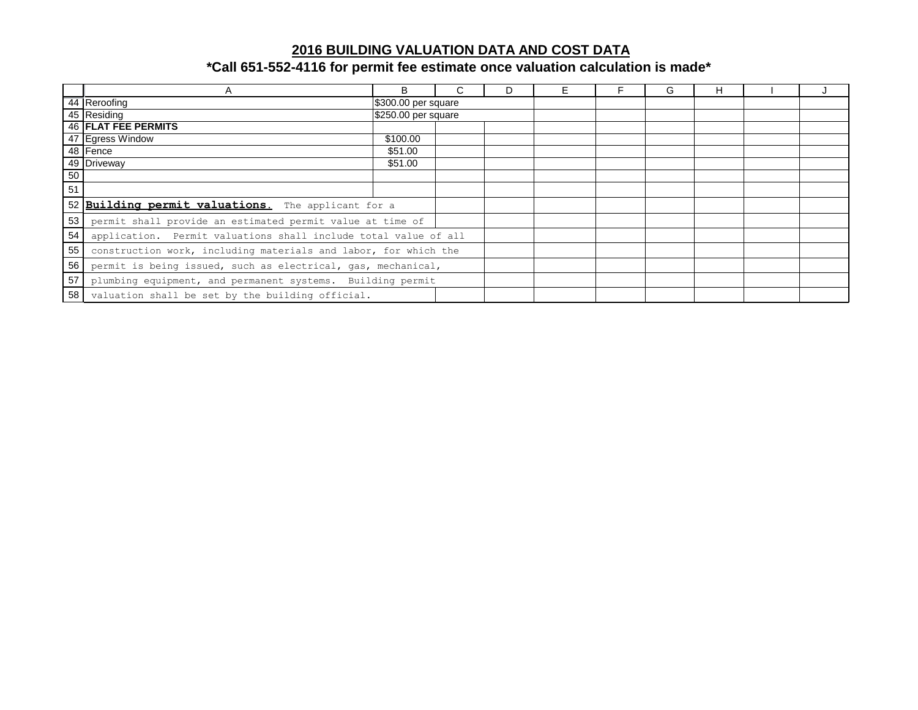## 2016 BUILDING VALUATION DATA AND COST DATA

**\*Call 651-552-4116 for permit fee estimate once valuation calculation is made\***

| | A | B | C | D | E | F | G | H | I | J |
|---|---|---|---|---|---|---|---|---|---|---|
| 44 | Reroofing | $300.00 per square | | | | | | | | |
| 45 | Residing | $250.00 per square | | | | | | | | |
| 46 | **FLAT FEE PERMITS** | | | | | | | | | |
| 47 | Egress Window | $100.00 | | | | | | | | |
| 48 | Fence | $51.00 | | | | | | | | |
| 49 | Driveway | $51.00 | | | | | | | | |
| 50 | | | | | | | | | | |
| 51 | | | | | | | | | | |
| 52 | **Building permit valuations.** The applicant for a | | | | | | | | | |
| 53 | permit shall provide an estimated permit value at time of | | | | | | | | | |
| 54 | application. Permit valuations shall include total value of all | | | | | | | | | |
| 55 | construction work, including materials and labor, for which the | | | | | | | | | |
| 56 | permit is being issued, such as electrical, gas, mechanical, | | | | | | | | | |
| 57 | plumbing equipment, and permanent systems. Building permit | | | | | | | | | |
| 58 | valuation shall be set by the building official. | | | | | | | | | |